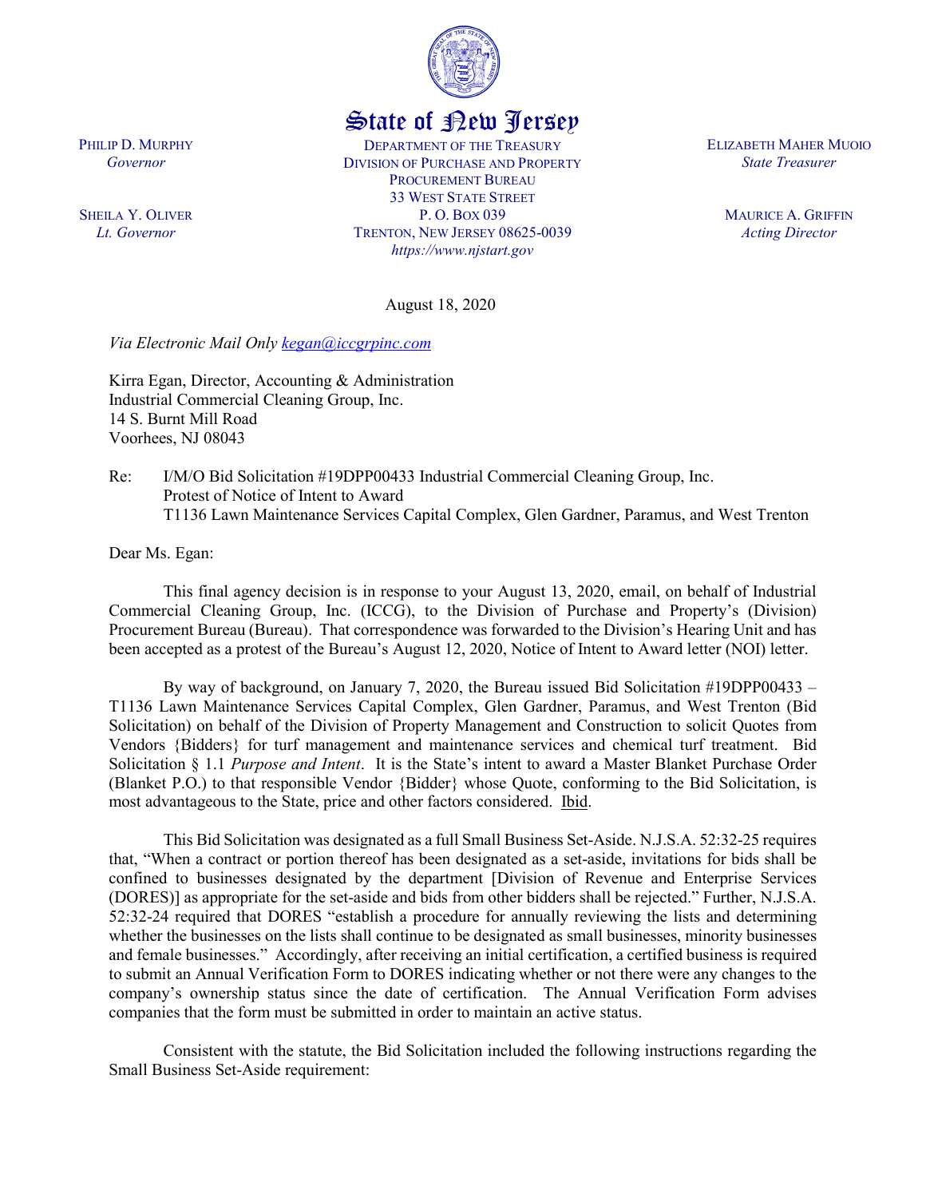State of New Jersey

DEPARTMENT OF THE TREASURY
DIVISION OF PURCHASE AND PROPERTY
PROCUREMENT BUREAU
33 WEST STATE STREET
P. O. BOX 039
TRENTON, NEW JERSEY 08625-0039
*https://www.njstart.gov*

PHILIP D. MURPHY
*Governor*

SHEILA Y. OLIVER
*Lt. Governor*

ELIZABETH MAHER MUOIO
*State Treasurer*

MAURICE A. GRIFFIN
*Acting Director*

August 18, 2020

*Via Electronic Mail Only [kegan@iccgrpinc.com](mailto:kegan@iccgrpinc.com)*

Kirra Egan, Director, Accounting & Administration
Industrial Commercial Cleaning Group, Inc.
14 S. Burnt Mill Road
Voorhees, NJ 08043

Re: I/M/O Bid Solicitation #19DPP00433 Industrial Commercial Cleaning Group, Inc.
Protest of Notice of Intent to Award
T1136 Lawn Maintenance Services Capital Complex, Glen Gardner, Paramus, and West Trenton

Dear Ms. Egan:

This final agency decision is in response to your August 13, 2020, email, on behalf of Industrial Commercial Cleaning Group, Inc. (ICCG), to the Division of Purchase and Property's (Division) Procurement Bureau (Bureau). That correspondence was forwarded to the Division's Hearing Unit and has been accepted as a protest of the Bureau's August 12, 2020, Notice of Intent to Award letter (NOI) letter.

By way of background, on January 7, 2020, the Bureau issued Bid Solicitation #19DPP00433 – T1136 Lawn Maintenance Services Capital Complex, Glen Gardner, Paramus, and West Trenton (Bid Solicitation) on behalf of the Division of Property Management and Construction to solicit Quotes from Vendors {Bidders} for turf management and maintenance services and chemical turf treatment. Bid Solicitation § 1.1 *Purpose and Intent*. It is the State's intent to award a Master Blanket Purchase Order (Blanket P.O.) to that responsible Vendor {Bidder} whose Quote, conforming to the Bid Solicitation, is most advantageous to the State, price and other factors considered. Ibid.

This Bid Solicitation was designated as a full Small Business Set-Aside. N.J.S.A. 52:32-25 requires that, "When a contract or portion thereof has been designated as a set-aside, invitations for bids shall be confined to businesses designated by the department [Division of Revenue and Enterprise Services (DORES)] as appropriate for the set-aside and bids from other bidders shall be rejected." Further, N.J.S.A. 52:32-24 required that DORES "establish a procedure for annually reviewing the lists and determining whether the businesses on the lists shall continue to be designated as small businesses, minority businesses and female businesses." Accordingly, after receiving an initial certification, a certified business is required to submit an Annual Verification Form to DORES indicating whether or not there were any changes to the company's ownership status since the date of certification. The Annual Verification Form advises companies that the form must be submitted in order to maintain an active status.

Consistent with the statute, the Bid Solicitation included the following instructions regarding the Small Business Set-Aside requirement: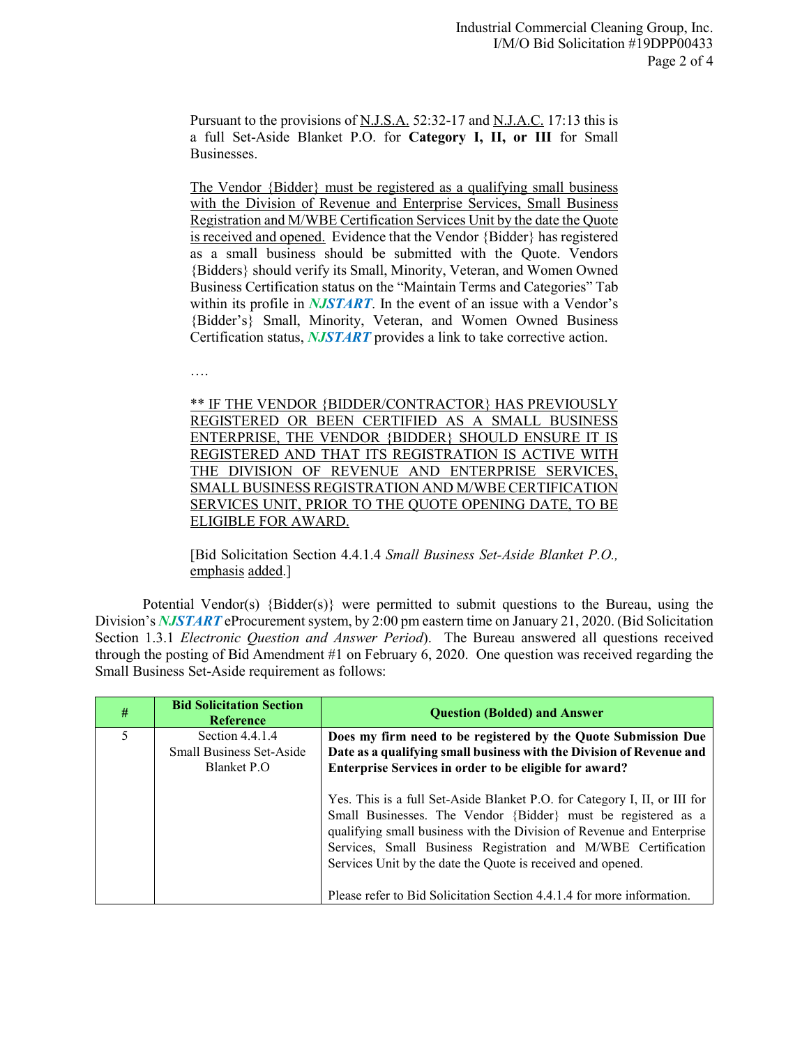> Pursuant to the provisions of N.J.S.A. 52:32-17 and N.J.A.C. 17:13 this is a full Set-Aside Blanket P.O. for **Category I, II, or III** for Small Businesses.
>
> The Vendor {Bidder} must be registered as a qualifying small business with the Division of Revenue and Enterprise Services, Small Business Registration and M/WBE Certification Services Unit by the date the Quote is received and opened. Evidence that the Vendor {Bidder} has registered as a small business should be submitted with the Quote. Vendors {Bidders} should verify its Small, Minority, Veteran, and Women Owned Business Certification status on the "Maintain Terms and Categories" Tab within its profile in ***NJSTART***. In the event of an issue with a Vendor's {Bidder's} Small, Minority, Veteran, and Women Owned Business Certification status, ***NJSTART*** provides a link to take corrective action.
>
> ….
>
> ** IF THE VENDOR {BIDDER/CONTRACTOR} HAS PREVIOUSLY REGISTERED OR BEEN CERTIFIED AS A SMALL BUSINESS ENTERPRISE, THE VENDOR {BIDDER} SHOULD ENSURE IT IS REGISTERED AND THAT ITS REGISTRATION IS ACTIVE WITH THE DIVISION OF REVENUE AND ENTERPRISE SERVICES, SMALL BUSINESS REGISTRATION AND M/WBE CERTIFICATION SERVICES UNIT, PRIOR TO THE QUOTE OPENING DATE, TO BE ELIGIBLE FOR AWARD.
>
> [Bid Solicitation Section 4.4.1.4 *Small Business Set-Aside Blanket P.O.,* emphasis added.]

Potential Vendor(s) {Bidder(s)} were permitted to submit questions to the Bureau, using the Division's ***NJSTART*** eProcurement system, by 2:00 pm eastern time on January 21, 2020. (Bid Solicitation Section 1.3.1 *Electronic Question and Answer Period*). The Bureau answered all questions received through the posting of Bid Amendment #1 on February 6, 2020. One question was received regarding the Small Business Set-Aside requirement as follows:

| # | Bid Solicitation Section Reference | Question (Bolded) and Answer |
|---|---|---|
| 5 | Section 4.4.1.4 Small Business Set-Aside Blanket P.O | **Does my firm need to be registered by the Quote Submission Due Date as a qualifying small business with the Division of Revenue and Enterprise Services in order to be eligible for award?**<br><br>Yes. This is a full Set-Aside Blanket P.O. for Category I, II, or III for Small Businesses. The Vendor {Bidder} must be registered as a qualifying small business with the Division of Revenue and Enterprise Services, Small Business Registration and M/WBE Certification Services Unit by the date the Quote is received and opened.<br><br>Please refer to Bid Solicitation Section 4.4.1.4 for more information. |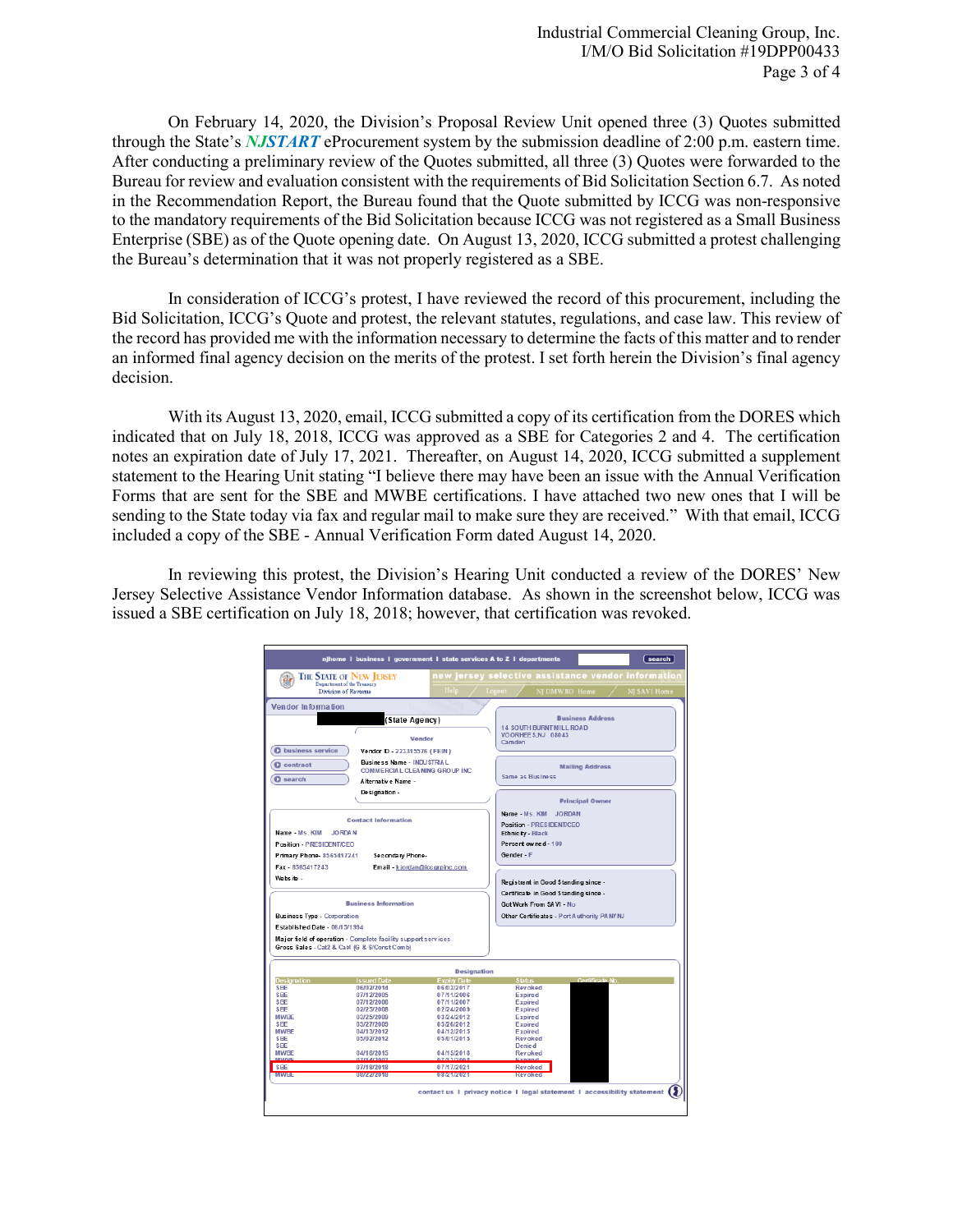On February 14, 2020, the Division's Proposal Review Unit opened three (3) Quotes submitted through the State's ***NJSTART*** eProcurement system by the submission deadline of 2:00 p.m. eastern time. After conducting a preliminary review of the Quotes submitted, all three (3) Quotes were forwarded to the Bureau for review and evaluation consistent with the requirements of Bid Solicitation Section 6.7. As noted in the Recommendation Report, the Bureau found that the Quote submitted by ICCG was non-responsive to the mandatory requirements of the Bid Solicitation because ICCG was not registered as a Small Business Enterprise (SBE) as of the Quote opening date. On August 13, 2020, ICCG submitted a protest challenging the Bureau's determination that it was not properly registered as a SBE.

In consideration of ICCG's protest, I have reviewed the record of this procurement, including the Bid Solicitation, ICCG's Quote and protest, the relevant statutes, regulations, and case law. This review of the record has provided me with the information necessary to determine the facts of this matter and to render an informed final agency decision on the merits of the protest. I set forth herein the Division's final agency decision.

With its August 13, 2020, email, ICCG submitted a copy of its certification from the DORES which indicated that on July 18, 2018, ICCG was approved as a SBE for Categories 2 and 4. The certification notes an expiration date of July 17, 2021. Thereafter, on August 14, 2020, ICCG submitted a supplement statement to the Hearing Unit stating "I believe there may have been an issue with the Annual Verification Forms that are sent for the SBE and MWBE certifications. I have attached two new ones that I will be sending to the State today via fax and regular mail to make sure they are received." With that email, ICCG included a copy of the SBE - Annual Verification Form dated August 14, 2020.

In reviewing this protest, the Division's Hearing Unit conducted a review of the DORES' New Jersey Selective Assistance Vendor Information database. As shown in the screenshot below, ICCG was issued a SBE certification on July 18, 2018; however, that certification was revoked.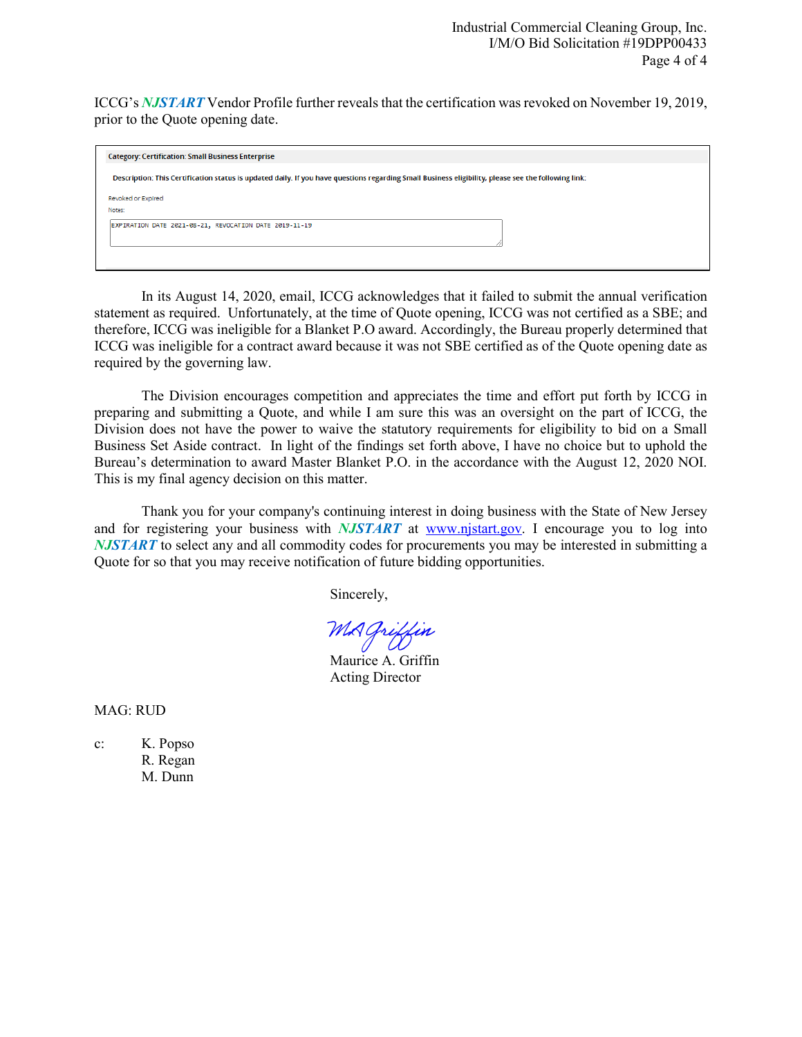ICCG's ***NJSTART*** Vendor Profile further reveals that the certification was revoked on November 19, 2019, prior to the Quote opening date.

**Category: Certification: Small Business Enterprise**

**Description: This Certification status is updated daily. If you have questions regarding Small Business eligibility, please see the following link:**

Revoked or Expired

Notes:

```
EXPIRATION DATE 2021-08-21, REVOCATION DATE 2019-11-19
```

In its August 14, 2020, email, ICCG acknowledges that it failed to submit the annual verification statement as required. Unfortunately, at the time of Quote opening, ICCG was not certified as a SBE; and therefore, ICCG was ineligible for a Blanket P.O award. Accordingly, the Bureau properly determined that ICCG was ineligible for a contract award because it was not SBE certified as of the Quote opening date as required by the governing law.

The Division encourages competition and appreciates the time and effort put forth by ICCG in preparing and submitting a Quote, and while I am sure this was an oversight on the part of ICCG, the Division does not have the power to waive the statutory requirements for eligibility to bid on a Small Business Set Aside contract. In light of the findings set forth above, I have no choice but to uphold the Bureau's determination to award Master Blanket P.O. in the accordance with the August 12, 2020 NOI. This is my final agency decision on this matter.

Thank you for your company's continuing interest in doing business with the State of New Jersey and for registering your business with ***NJSTART*** at www.njstart.gov. I encourage you to log into ***NJSTART*** to select any and all commodity codes for procurements you may be interested in submitting a Quote for so that you may receive notification of future bidding opportunities.

Sincerely,

MA Griffin

Maurice A. Griffin
Acting Director

MAG: RUD

c: K. Popso
R. Regan
M. Dunn